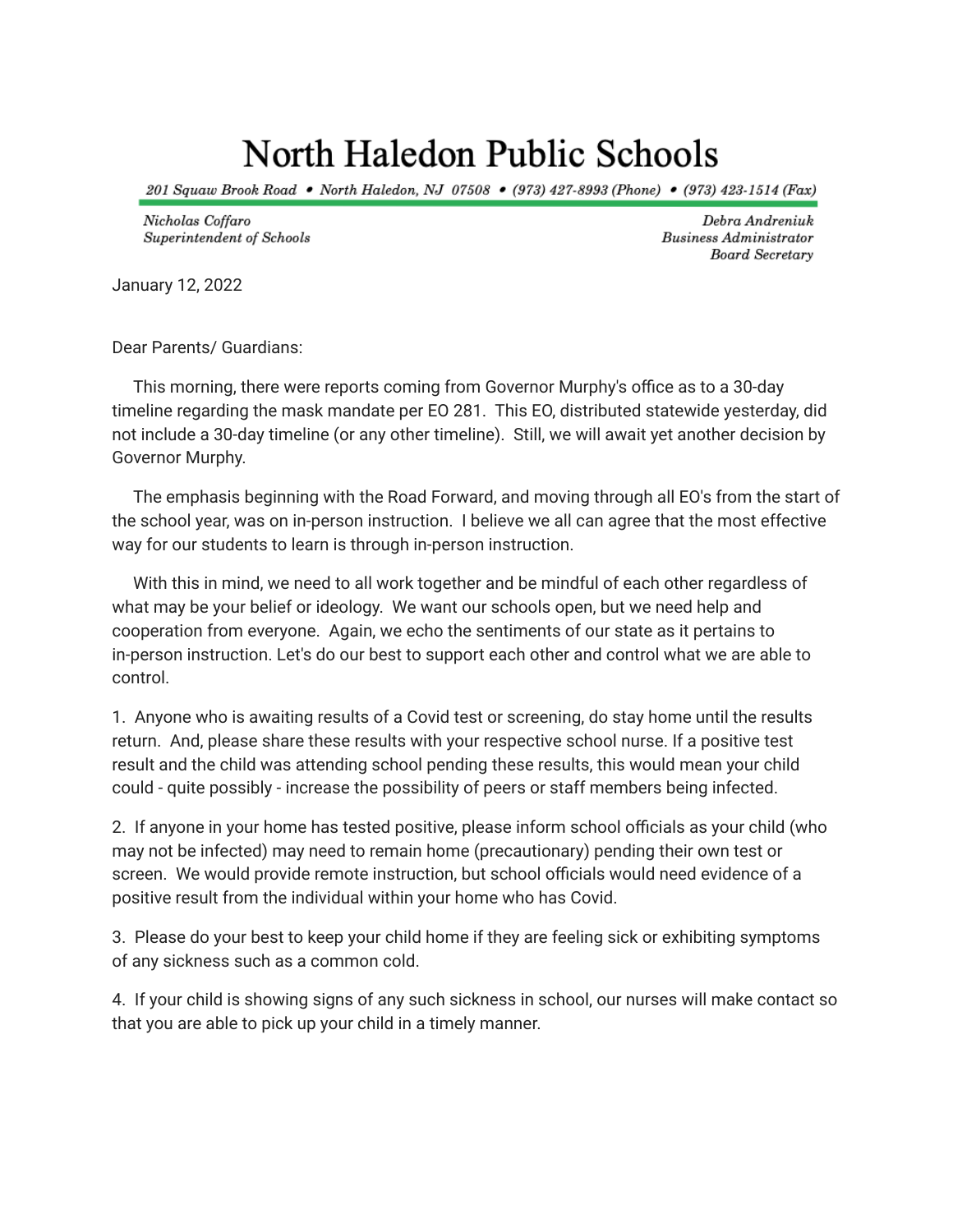# North Haledon Public Schools

*201 Squaw Brook Road • North Haledon, NJ 07508 • (973) 427-8993 (Phone) • (973) 423-1514 (Fax)*

*Nicholas Coffaro*
*Superintendent of Schools*

*Debra Andreniuk*
*Business Administrator*
*Board Secretary*

January 12, 2022

Dear Parents/ Guardians:

This morning, there were reports coming from Governor Murphy's office as to a 30-day timeline regarding the mask mandate per EO 281. This EO, distributed statewide yesterday, did not include a 30-day timeline (or any other timeline). Still, we will await yet another decision by Governor Murphy.

The emphasis beginning with the Road Forward, and moving through all EO's from the start of the school year, was on in-person instruction. I believe we all can agree that the most effective way for our students to learn is through in-person instruction.

With this in mind, we need to all work together and be mindful of each other regardless of what may be your belief or ideology. We want our schools open, but we need help and cooperation from everyone. Again, we echo the sentiments of our state as it pertains to in-person instruction. Let's do our best to support each other and control what we are able to control.

1. Anyone who is awaiting results of a Covid test or screening, do stay home until the results return. And, please share these results with your respective school nurse. If a positive test result and the child was attending school pending these results, this would mean your child could - quite possibly - increase the possibility of peers or staff members being infected.

2. If anyone in your home has tested positive, please inform school officials as your child (who may not be infected) may need to remain home (precautionary) pending their own test or screen. We would provide remote instruction, but school officials would need evidence of a positive result from the individual within your home who has Covid.

3. Please do your best to keep your child home if they are feeling sick or exhibiting symptoms of any sickness such as a common cold.

4. If your child is showing signs of any such sickness in school, our nurses will make contact so that you are able to pick up your child in a timely manner.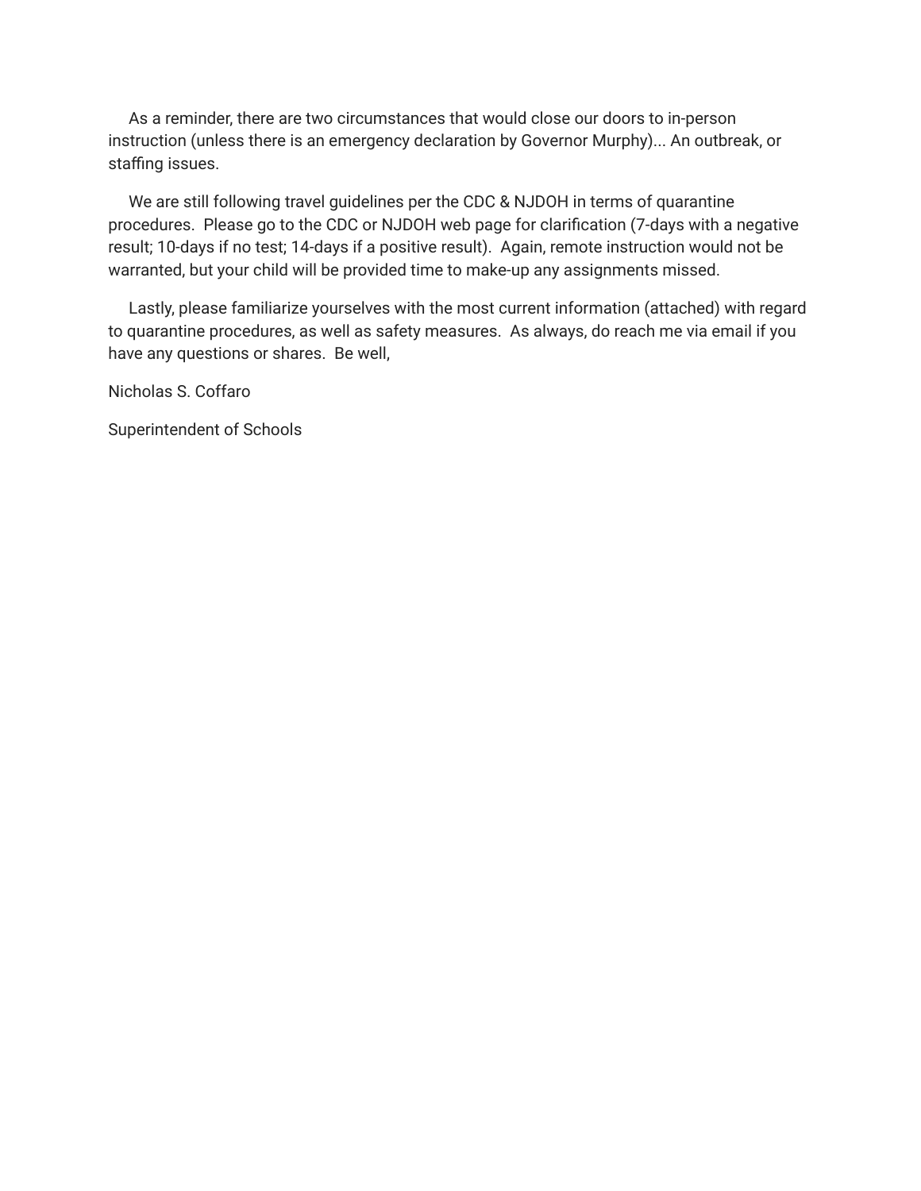As a reminder, there are two circumstances that would close our doors to in-person instruction (unless there is an emergency declaration by Governor Murphy)... An outbreak, or staffing issues.

We are still following travel guidelines per the CDC & NJDOH in terms of quarantine procedures. Please go to the CDC or NJDOH web page for clarification (7-days with a negative result; 10-days if no test; 14-days if a positive result). Again, remote instruction would not be warranted, but your child will be provided time to make-up any assignments missed.

Lastly, please familiarize yourselves with the most current information (attached) with regard to quarantine procedures, as well as safety measures. As always, do reach me via email if you have any questions or shares. Be well,

Nicholas S. Coffaro

Superintendent of Schools